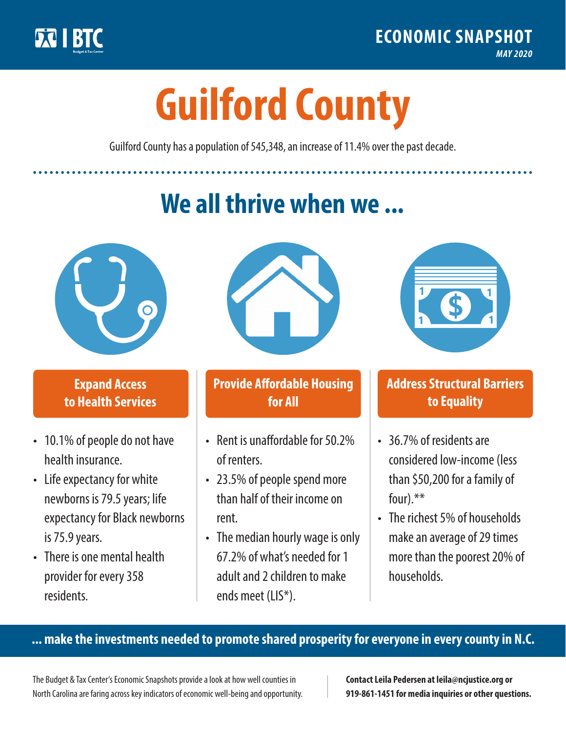BTC Budget & Tax Center

ECONOMIC SNAPSHOT

*MAY 2020*

# Guilford County

Guilford County has a population of 545,348, an increase of 11.4% over the past decade.

## We all thrive when we ...

### Expand Access to Health Services

- 10.1% of people do not have health insurance.
- Life expectancy for white newborns is 79.5 years; life expectancy for Black newborns is 75.9 years.
- There is one mental health provider for every 358 residents.

### Provide Affordable Housing for All

- Rent is unaffordable for 50.2% of renters.
- 23.5% of people spend more than half of their income on rent.
- The median hourly wage is only 67.2% of what's needed for 1 adult and 2 children to make ends meet (LIS*).

### Address Structural Barriers to Equality

- 36.7% of residents are considered low-income (less than $50,200 for a family of four).**
- The richest 5% of households make an average of 29 times more than the poorest 20% of households.

**... make the investments needed to promote shared prosperity for everyone in every county in N.C.**

The Budget & Tax Center's Economic Snapshots provide a look at how well counties in North Carolina are faring across key indicators of economic well-being and opportunity.

**Contact Leila Pedersen at leila@ncjustice.org or 919-861-1451 for media inquiries or other questions.**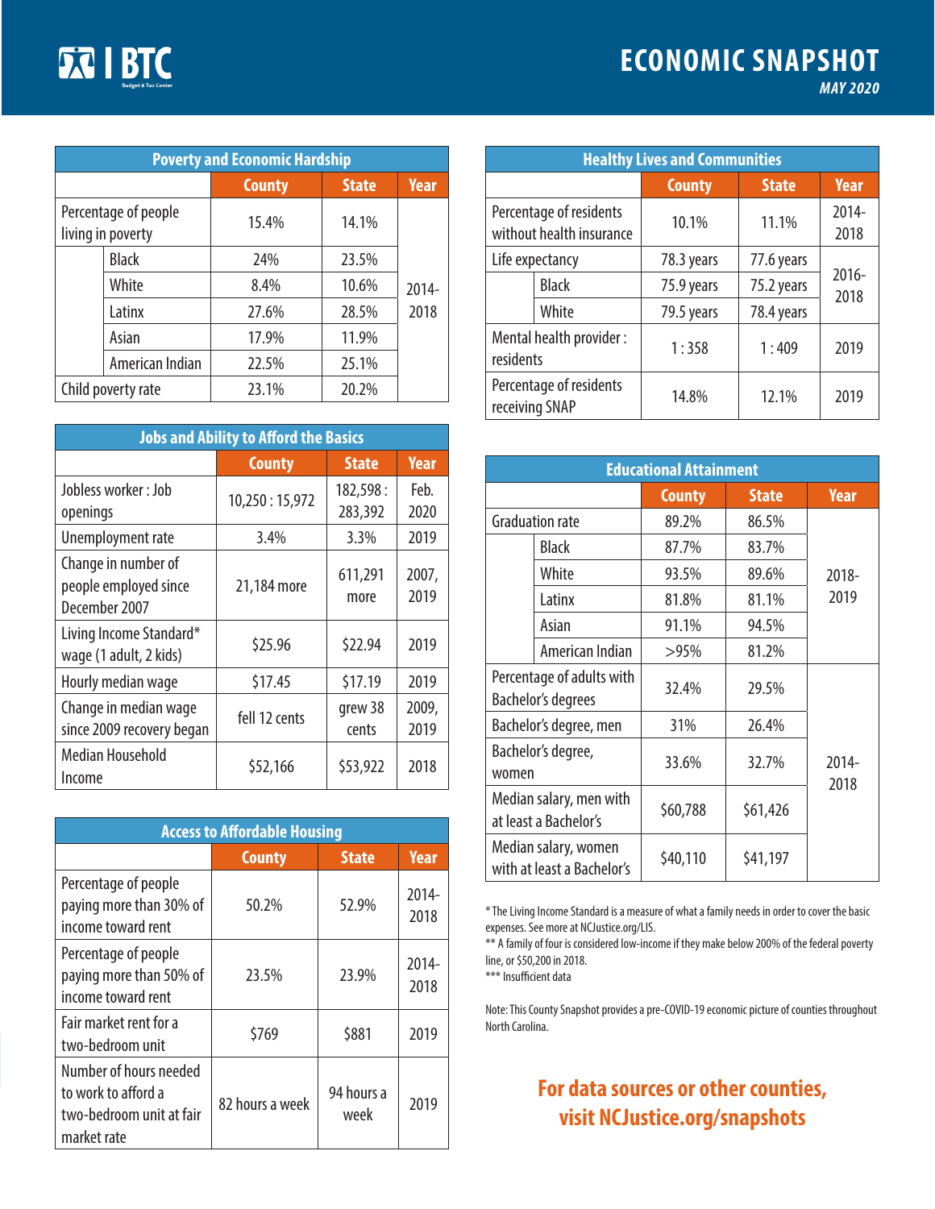BTC Budget & Tax Center

# ECONOMIC SNAPSHOT

*MAY 2020*

| Poverty and Economic Hardship | | County | State | Year |
|---|---|---|---|---|
| Percentage of people living in poverty | | 15.4% | 14.1% | 2014-2018 |
| | Black | 24% | 23.5% | |
| | White | 8.4% | 10.6% | |
| | Latinx | 27.6% | 28.5% | |
| | Asian | 17.9% | 11.9% | |
| | American Indian | 22.5% | 25.1% | |
| Child poverty rate | | 23.1% | 20.2% | |

| Jobs and Ability to Afford the Basics | County | State | Year |
|---|---|---|---|
| Jobless worker : Job openings | 10,250 : 15,972 | 182,598 : 283,392 | Feb. 2020 |
| Unemployment rate | 3.4% | 3.3% | 2019 |
| Change in number of people employed since December 2007 | 21,184 more | 611,291 more | 2007, 2019 |
| Living Income Standard* wage (1 adult, 2 kids) | $25.96 | $22.94 | 2019 |
| Hourly median wage | $17.45 | $17.19 | 2019 |
| Change in median wage since 2009 recovery began | fell 12 cents | grew 38 cents | 2009, 2019 |
| Median Household Income | $52,166 | $53,922 | 2018 |

| Access to Affordable Housing | County | State | Year |
|---|---|---|---|
| Percentage of people paying more than 30% of income toward rent | 50.2% | 52.9% | 2014-2018 |
| Percentage of people paying more than 50% of income toward rent | 23.5% | 23.9% | 2014-2018 |
| Fair market rent for a two-bedroom unit | $769 | $881 | 2019 |
| Number of hours needed to work to afford a two-bedroom unit at fair market rate | 82 hours a week | 94 hours a week | 2019 |

| Healthy Lives and Communities | | County | State | Year |
|---|---|---|---|---|
| Percentage of residents without health insurance | | 10.1% | 11.1% | 2014-2018 |
| Life expectancy | | 78.3 years | 77.6 years | 2016-2018 |
| | Black | 75.9 years | 75.2 years | |
| | White | 79.5 years | 78.4 years | |
| Mental health provider : residents | | 1 : 358 | 1 : 409 | 2019 |
| Percentage of residents receiving SNAP | | 14.8% | 12.1% | 2019 |

| Educational Attainment | | County | State | Year |
|---|---|---|---|---|
| Graduation rate | | 89.2% | 86.5% | 2018-2019 |
| | Black | 87.7% | 83.7% | |
| | White | 93.5% | 89.6% | |
| | Latinx | 81.8% | 81.1% | |
| | Asian | 91.1% | 94.5% | |
| | American Indian | >95% | 81.2% | |
| Percentage of adults with Bachelor's degrees | | 32.4% | 29.5% | 2014-2018 |
| Bachelor's degree, men | | 31% | 26.4% | |
| Bachelor's degree, women | | 33.6% | 32.7% | |
| Median salary, men with at least a Bachelor's | | $60,788 | $61,426 | |
| Median salary, women with at least a Bachelor's | | $40,110 | $41,197 | |

* The Living Income Standard is a measure of what a family needs in order to cover the basic expenses. See more at NCJustice.org/LIS.
** A family of four is considered low-income if they make below 200% of the federal poverty line, or $50,200 in 2018.
*** Insufficient data

Note: This County Snapshot provides a pre-COVID-19 economic picture of counties throughout North Carolina.

**For data sources or other counties, visit NCJustice.org/snapshots**